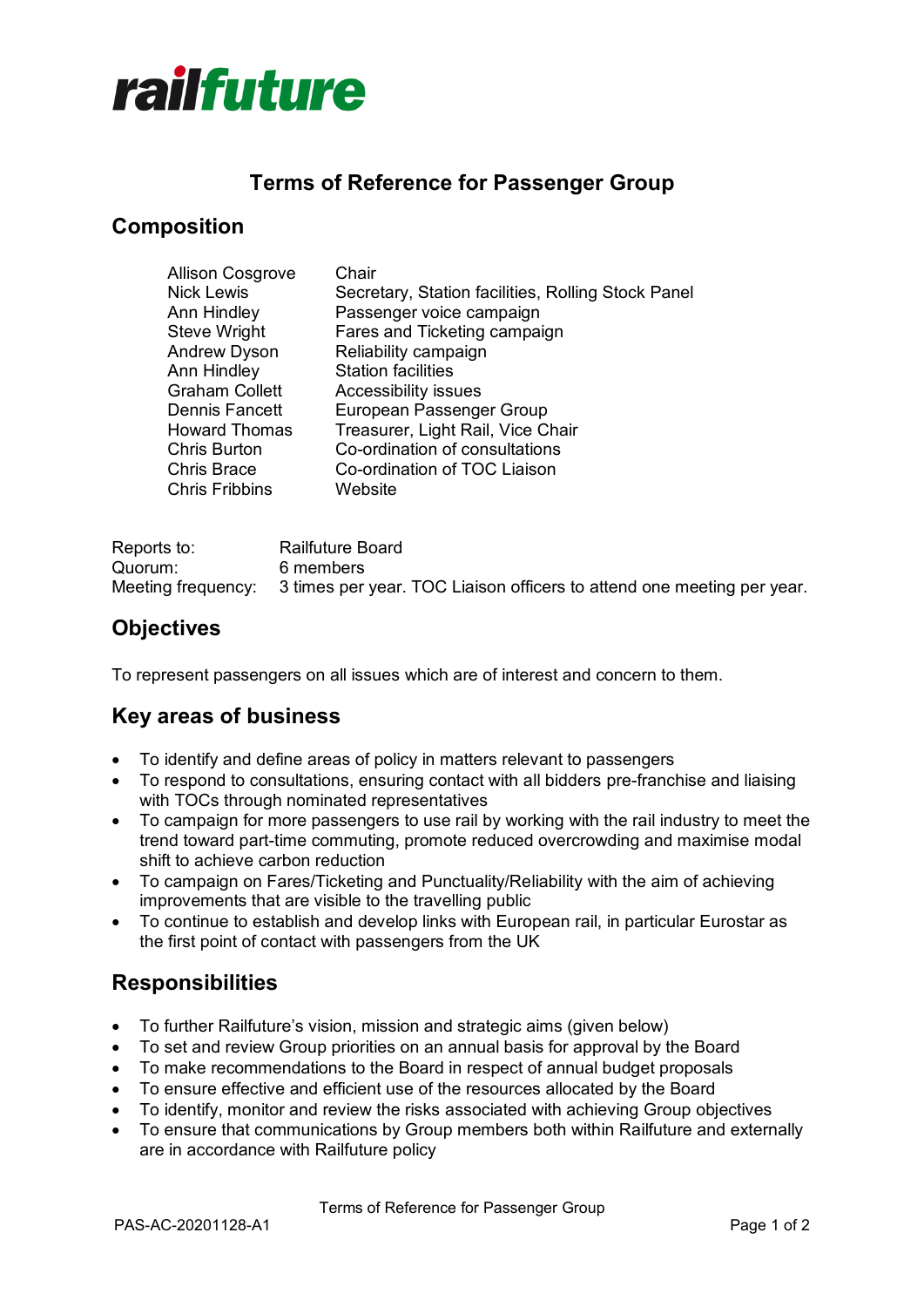# railfuture

## Terms of Reference for Passenger Group

### Composition

| | |
|---|---|
| Allison Cosgrove | Chair |
| Nick Lewis | Secretary, Station facilities, Rolling Stock Panel |
| Ann Hindley | Passenger voice campaign |
| Steve Wright | Fares and Ticketing campaign |
| Andrew Dyson | Reliability campaign |
| Ann Hindley | Station facilities |
| Graham Collett | Accessibility issues |
| Dennis Fancett | European Passenger Group |
| Howard Thomas | Treasurer, Light Rail, Vice Chair |
| Chris Burton | Co-ordination of consultations |
| Chris Brace | Co-ordination of TOC Liaison |
| Chris Fribbins | Website |

| | |
|---|---|
| Reports to: | Railfuture Board |
| Quorum: | 6 members |
| Meeting frequency: | 3 times per year. TOC Liaison officers to attend one meeting per year. |

### Objectives

To represent passengers on all issues which are of interest and concern to them.

### Key areas of business

- To identify and define areas of policy in matters relevant to passengers
- To respond to consultations, ensuring contact with all bidders pre-franchise and liaising with TOCs through nominated representatives
- To campaign for more passengers to use rail by working with the rail industry to meet the trend toward part-time commuting, promote reduced overcrowding and maximise modal shift to achieve carbon reduction
- To campaign on Fares/Ticketing and Punctuality/Reliability with the aim of achieving improvements that are visible to the travelling public
- To continue to establish and develop links with European rail, in particular Eurostar as the first point of contact with passengers from the UK

### Responsibilities

- To further Railfuture's vision, mission and strategic aims (given below)
- To set and review Group priorities on an annual basis for approval by the Board
- To make recommendations to the Board in respect of annual budget proposals
- To ensure effective and efficient use of the resources allocated by the Board
- To identify, monitor and review the risks associated with achieving Group objectives
- To ensure that communications by Group members both within Railfuture and externally are in accordance with Railfuture policy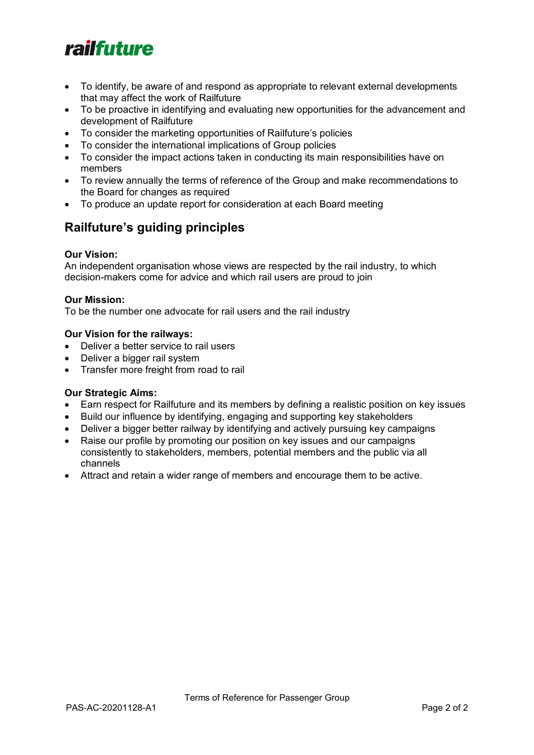- To identify, be aware of and respond as appropriate to relevant external developments that may affect the work of Railfuture
- To be proactive in identifying and evaluating new opportunities for the advancement and development of Railfuture
- To consider the marketing opportunities of Railfuture's policies
- To consider the international implications of Group policies
- To consider the impact actions taken in conducting its main responsibilities have on members
- To review annually the terms of reference of the Group and make recommendations to the Board for changes as required
- To produce an update report for consideration at each Board meeting

## Railfuture's guiding principles

**Our Vision:**
An independent organisation whose views are respected by the rail industry, to which decision-makers come for advice and which rail users are proud to join

**Our Mission:**
To be the number one advocate for rail users and the rail industry

**Our Vision for the railways:**

- Deliver a better service to rail users
- Deliver a bigger rail system
- Transfer more freight from road to rail

**Our Strategic Aims:**

- Earn respect for Railfuture and its members by defining a realistic position on key issues
- Build our influence by identifying, engaging and supporting key stakeholders
- Deliver a bigger better railway by identifying and actively pursuing key campaigns
- Raise our profile by promoting our position on key issues and our campaigns consistently to stakeholders, members, potential members and the public via all channels
- Attract and retain a wider range of members and encourage them to be active.